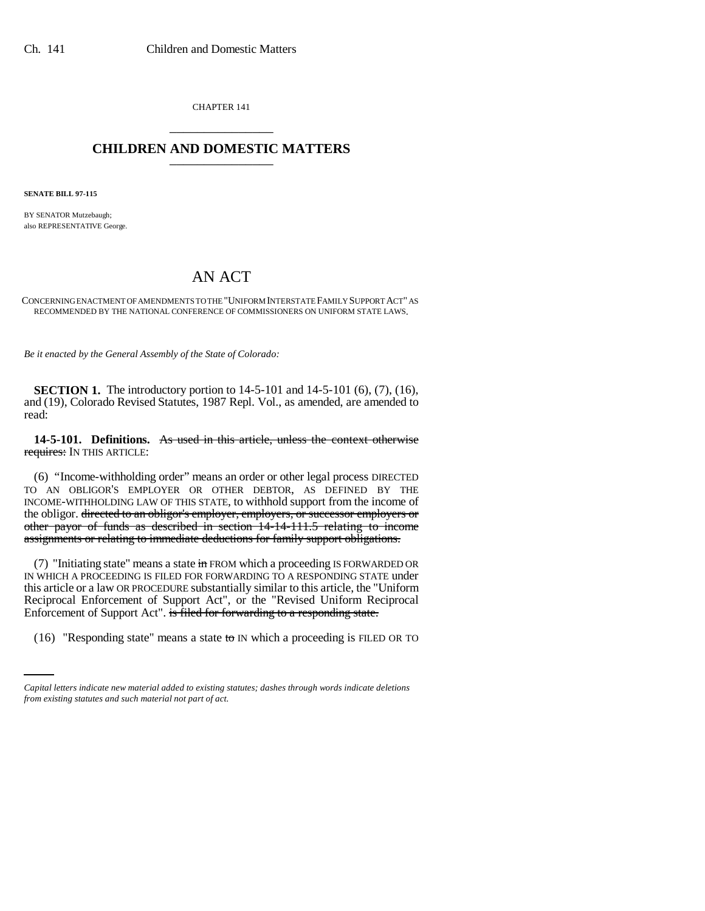CHAPTER 141

# CHILDREN AND DOMESTIC MATTERS

**SENATE BILL 97-115**

BY SENATOR Mutzebaugh;
also REPRESENTATIVE George.

# AN ACT

CONCERNING ENACTMENT OF AMENDMENTS TO THE "UNIFORM INTERSTATE FAMILY SUPPORT ACT" AS RECOMMENDED BY THE NATIONAL CONFERENCE OF COMMISSIONERS ON UNIFORM STATE LAWS.

*Be it enacted by the General Assembly of the State of Colorado:*

**SECTION 1.** The introductory portion to 14-5-101 and 14-5-101 (6), (7), (16), and (19), Colorado Revised Statutes, 1987 Repl. Vol., as amended, are amended to read:

**14-5-101. Definitions.** ~~As used in this article, unless the context otherwise requires:~~ IN THIS ARTICLE:

(6) "Income-withholding order" means an order or other legal process DIRECTED TO AN OBLIGOR'S EMPLOYER OR OTHER DEBTOR, AS DEFINED BY THE INCOME-WITHHOLDING LAW OF THIS STATE, to withhold support from the income of the obligor. ~~directed to an obligor's employer, employers, or successor employers or other payor of funds as described in section 14-14-111.5 relating to income assignments or relating to immediate deductions for family support obligations.~~

(7) "Initiating state" means a state ~~in~~ FROM which a proceeding IS FORWARDED OR IN WHICH A PROCEEDING IS FILED FOR FORWARDING TO A RESPONDING STATE under this article or a law OR PROCEDURE substantially similar to this article, the "Uniform Reciprocal Enforcement of Support Act", or the "Revised Uniform Reciprocal Enforcement of Support Act". ~~is filed for forwarding to a responding state.~~

(16) "Responding state" means a state ~~to~~ IN which a proceeding is FILED OR TO

*Capital letters indicate new material added to existing statutes; dashes through words indicate deletions from existing statutes and such material not part of act.*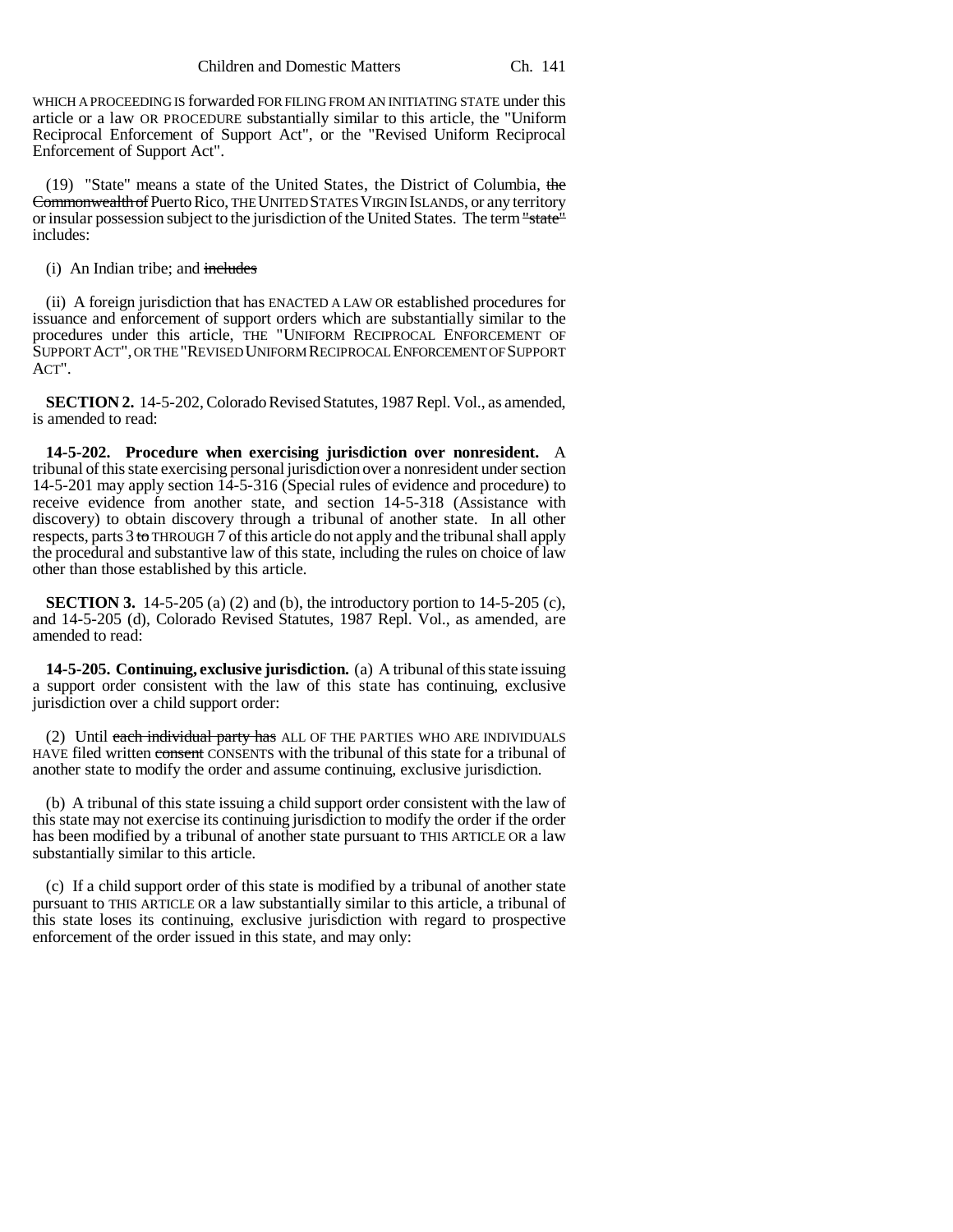WHICH A PROCEEDING IS forwarded FOR FILING FROM AN INITIATING STATE under this article or a law OR PROCEDURE substantially similar to this article, the "Uniform Reciprocal Enforcement of Support Act", or the "Revised Uniform Reciprocal Enforcement of Support Act".

(19) "State" means a state of the United States, the District of Columbia, ~~the Commonwealth of~~ Puerto Rico, THE UNITED STATES VIRGIN ISLANDS, or any territory or insular possession subject to the jurisdiction of the United States. The term ~~"state"~~ includes:

(i) An Indian tribe; and ~~includes~~

(ii) A foreign jurisdiction that has ENACTED A LAW OR established procedures for issuance and enforcement of support orders which are substantially similar to the procedures under this article, THE "UNIFORM RECIPROCAL ENFORCEMENT OF SUPPORT ACT", OR THE "REVISED UNIFORM RECIPROCAL ENFORCEMENT OF SUPPORT ACT".

**SECTION 2.** 14-5-202, Colorado Revised Statutes, 1987 Repl. Vol., as amended, is amended to read:

**14-5-202. Procedure when exercising jurisdiction over nonresident.** A tribunal of this state exercising personal jurisdiction over a nonresident under section 14-5-201 may apply section 14-5-316 (Special rules of evidence and procedure) to receive evidence from another state, and section 14-5-318 (Assistance with discovery) to obtain discovery through a tribunal of another state. In all other respects, parts 3 ~~to~~ THROUGH 7 of this article do not apply and the tribunal shall apply the procedural and substantive law of this state, including the rules on choice of law other than those established by this article.

**SECTION 3.** 14-5-205 (a) (2) and (b), the introductory portion to 14-5-205 (c), and 14-5-205 (d), Colorado Revised Statutes, 1987 Repl. Vol., as amended, are amended to read:

**14-5-205. Continuing, exclusive jurisdiction.** (a) A tribunal of this state issuing a support order consistent with the law of this state has continuing, exclusive jurisdiction over a child support order:

(2) Until ~~each individual party has~~ ALL OF THE PARTIES WHO ARE INDIVIDUALS HAVE filed written ~~consent~~ CONSENTS with the tribunal of this state for a tribunal of another state to modify the order and assume continuing, exclusive jurisdiction.

(b) A tribunal of this state issuing a child support order consistent with the law of this state may not exercise its continuing jurisdiction to modify the order if the order has been modified by a tribunal of another state pursuant to THIS ARTICLE OR a law substantially similar to this article.

(c) If a child support order of this state is modified by a tribunal of another state pursuant to THIS ARTICLE OR a law substantially similar to this article, a tribunal of this state loses its continuing, exclusive jurisdiction with regard to prospective enforcement of the order issued in this state, and may only: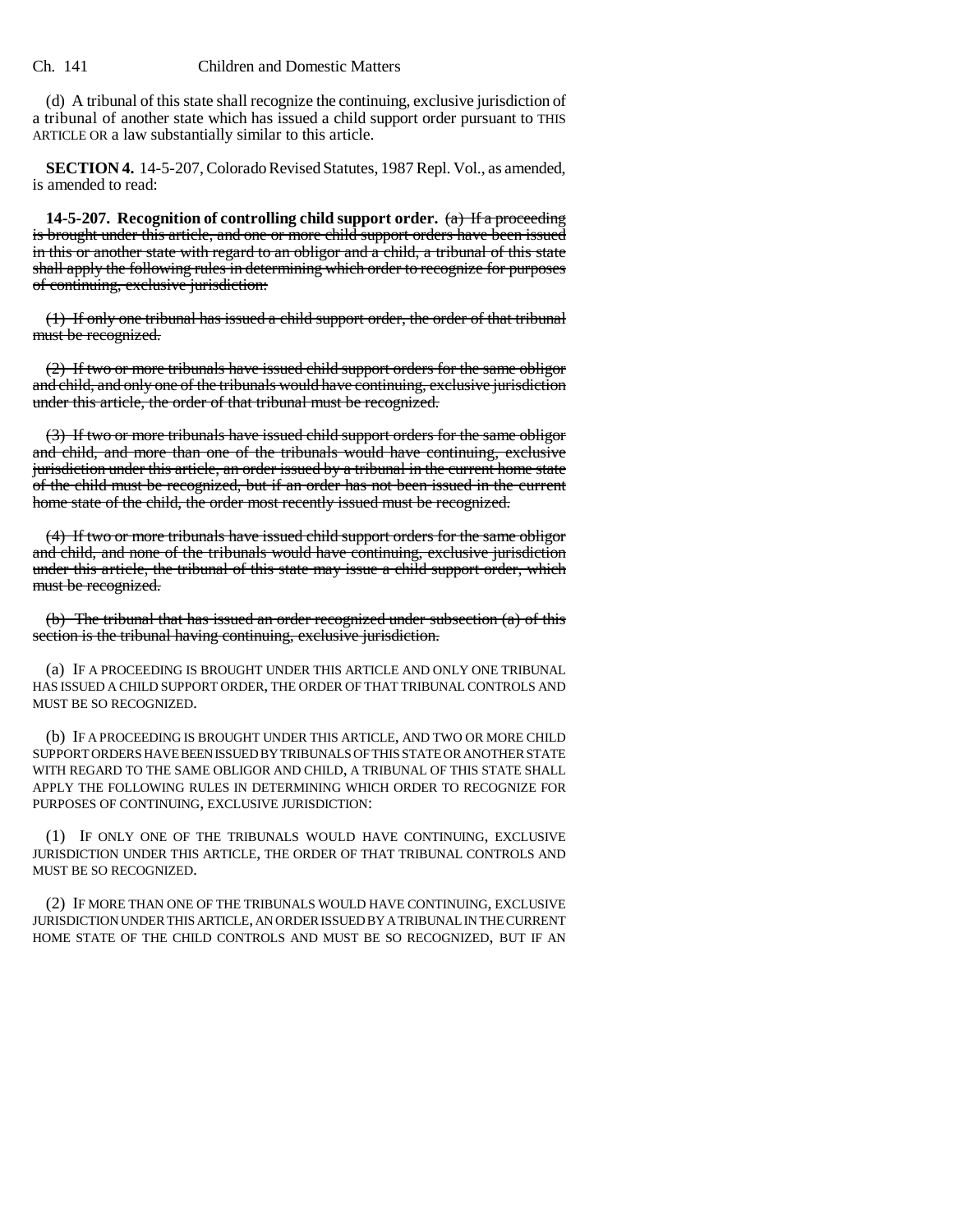(d) A tribunal of this state shall recognize the continuing, exclusive jurisdiction of a tribunal of another state which has issued a child support order pursuant to THIS ARTICLE OR a law substantially similar to this article.

**SECTION 4.** 14-5-207, Colorado Revised Statutes, 1987 Repl. Vol., as amended, is amended to read:

**14-5-207. Recognition of controlling child support order.** ~~(a) If a proceeding is brought under this article, and one or more child support orders have been issued in this or another state with regard to an obligor and a child, a tribunal of this state shall apply the following rules in determining which order to recognize for purposes of continuing, exclusive jurisdiction:~~

~~(1) If only one tribunal has issued a child support order, the order of that tribunal must be recognized.~~

~~(2) If two or more tribunals have issued child support orders for the same obligor and child, and only one of the tribunals would have continuing, exclusive jurisdiction under this article, the order of that tribunal must be recognized.~~

~~(3) If two or more tribunals have issued child support orders for the same obligor and child, and more than one of the tribunals would have continuing, exclusive jurisdiction under this article, an order issued by a tribunal in the current home state of the child must be recognized, but if an order has not been issued in the current home state of the child, the order most recently issued must be recognized.~~

~~(4) If two or more tribunals have issued child support orders for the same obligor and child, and none of the tribunals would have continuing, exclusive jurisdiction under this article, the tribunal of this state may issue a child support order, which must be recognized.~~

~~(b) The tribunal that has issued an order recognized under subsection (a) of this section is the tribunal having continuing, exclusive jurisdiction.~~

(a) IF A PROCEEDING IS BROUGHT UNDER THIS ARTICLE AND ONLY ONE TRIBUNAL HAS ISSUED A CHILD SUPPORT ORDER, THE ORDER OF THAT TRIBUNAL CONTROLS AND MUST BE SO RECOGNIZED.

(b) IF A PROCEEDING IS BROUGHT UNDER THIS ARTICLE, AND TWO OR MORE CHILD SUPPORT ORDERS HAVE BEEN ISSUED BY TRIBUNALS OF THIS STATE OR ANOTHER STATE WITH REGARD TO THE SAME OBLIGOR AND CHILD, A TRIBUNAL OF THIS STATE SHALL APPLY THE FOLLOWING RULES IN DETERMINING WHICH ORDER TO RECOGNIZE FOR PURPOSES OF CONTINUING, EXCLUSIVE JURISDICTION:

(1) IF ONLY ONE OF THE TRIBUNALS WOULD HAVE CONTINUING, EXCLUSIVE JURISDICTION UNDER THIS ARTICLE, THE ORDER OF THAT TRIBUNAL CONTROLS AND MUST BE SO RECOGNIZED.

(2) IF MORE THAN ONE OF THE TRIBUNALS WOULD HAVE CONTINUING, EXCLUSIVE JURISDICTION UNDER THIS ARTICLE, AN ORDER ISSUED BY A TRIBUNAL IN THE CURRENT HOME STATE OF THE CHILD CONTROLS AND MUST BE SO RECOGNIZED, BUT IF AN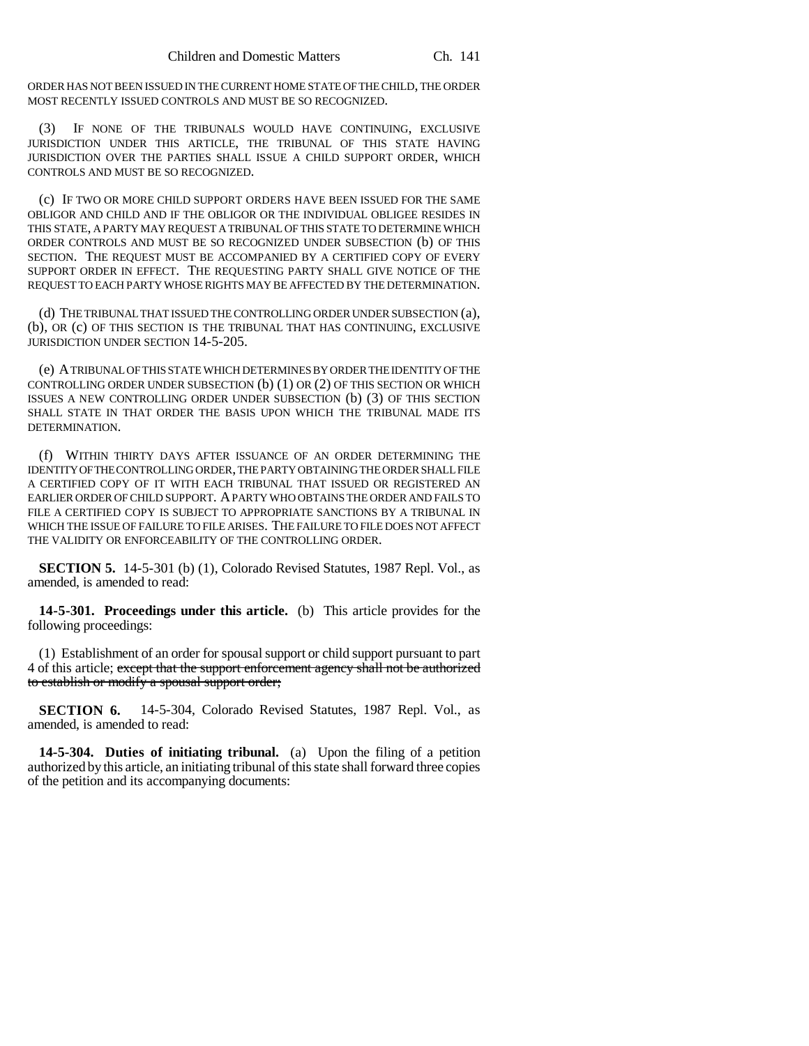ORDER HAS NOT BEEN ISSUED IN THE CURRENT HOME STATE OF THE CHILD, THE ORDER MOST RECENTLY ISSUED CONTROLS AND MUST BE SO RECOGNIZED.

(3) IF NONE OF THE TRIBUNALS WOULD HAVE CONTINUING, EXCLUSIVE JURISDICTION UNDER THIS ARTICLE, THE TRIBUNAL OF THIS STATE HAVING JURISDICTION OVER THE PARTIES SHALL ISSUE A CHILD SUPPORT ORDER, WHICH CONTROLS AND MUST BE SO RECOGNIZED.

(c) IF TWO OR MORE CHILD SUPPORT ORDERS HAVE BEEN ISSUED FOR THE SAME OBLIGOR AND CHILD AND IF THE OBLIGOR OR THE INDIVIDUAL OBLIGEE RESIDES IN THIS STATE, A PARTY MAY REQUEST A TRIBUNAL OF THIS STATE TO DETERMINE WHICH ORDER CONTROLS AND MUST BE SO RECOGNIZED UNDER SUBSECTION (b) OF THIS SECTION. THE REQUEST MUST BE ACCOMPANIED BY A CERTIFIED COPY OF EVERY SUPPORT ORDER IN EFFECT. THE REQUESTING PARTY SHALL GIVE NOTICE OF THE REQUEST TO EACH PARTY WHOSE RIGHTS MAY BE AFFECTED BY THE DETERMINATION.

(d) THE TRIBUNAL THAT ISSUED THE CONTROLLING ORDER UNDER SUBSECTION (a), (b), OR (c) OF THIS SECTION IS THE TRIBUNAL THAT HAS CONTINUING, EXCLUSIVE JURISDICTION UNDER SECTION 14-5-205.

(e) A TRIBUNAL OF THIS STATE WHICH DETERMINES BY ORDER THE IDENTITY OF THE CONTROLLING ORDER UNDER SUBSECTION (b) (1) OR (2) OF THIS SECTION OR WHICH ISSUES A NEW CONTROLLING ORDER UNDER SUBSECTION (b) (3) OF THIS SECTION SHALL STATE IN THAT ORDER THE BASIS UPON WHICH THE TRIBUNAL MADE ITS DETERMINATION.

(f) WITHIN THIRTY DAYS AFTER ISSUANCE OF AN ORDER DETERMINING THE IDENTITY OF THE CONTROLLING ORDER, THE PARTY OBTAINING THE ORDER SHALL FILE A CERTIFIED COPY OF IT WITH EACH TRIBUNAL THAT ISSUED OR REGISTERED AN EARLIER ORDER OF CHILD SUPPORT. A PARTY WHO OBTAINS THE ORDER AND FAILS TO FILE A CERTIFIED COPY IS SUBJECT TO APPROPRIATE SANCTIONS BY A TRIBUNAL IN WHICH THE ISSUE OF FAILURE TO FILE ARISES. THE FAILURE TO FILE DOES NOT AFFECT THE VALIDITY OR ENFORCEABILITY OF THE CONTROLLING ORDER.

**SECTION 5.** 14-5-301 (b) (1), Colorado Revised Statutes, 1987 Repl. Vol., as amended, is amended to read:

**14-5-301. Proceedings under this article.** (b) This article provides for the following proceedings:

(1) Establishment of an order for spousal support or child support pursuant to part 4 of this article; ~~except that the support enforcement agency shall not be authorized to establish or modify a spousal support order;~~

**SECTION 6.** 14-5-304, Colorado Revised Statutes, 1987 Repl. Vol., as amended, is amended to read:

**14-5-304. Duties of initiating tribunal.** (a) Upon the filing of a petition authorized by this article, an initiating tribunal of this state shall forward three copies of the petition and its accompanying documents: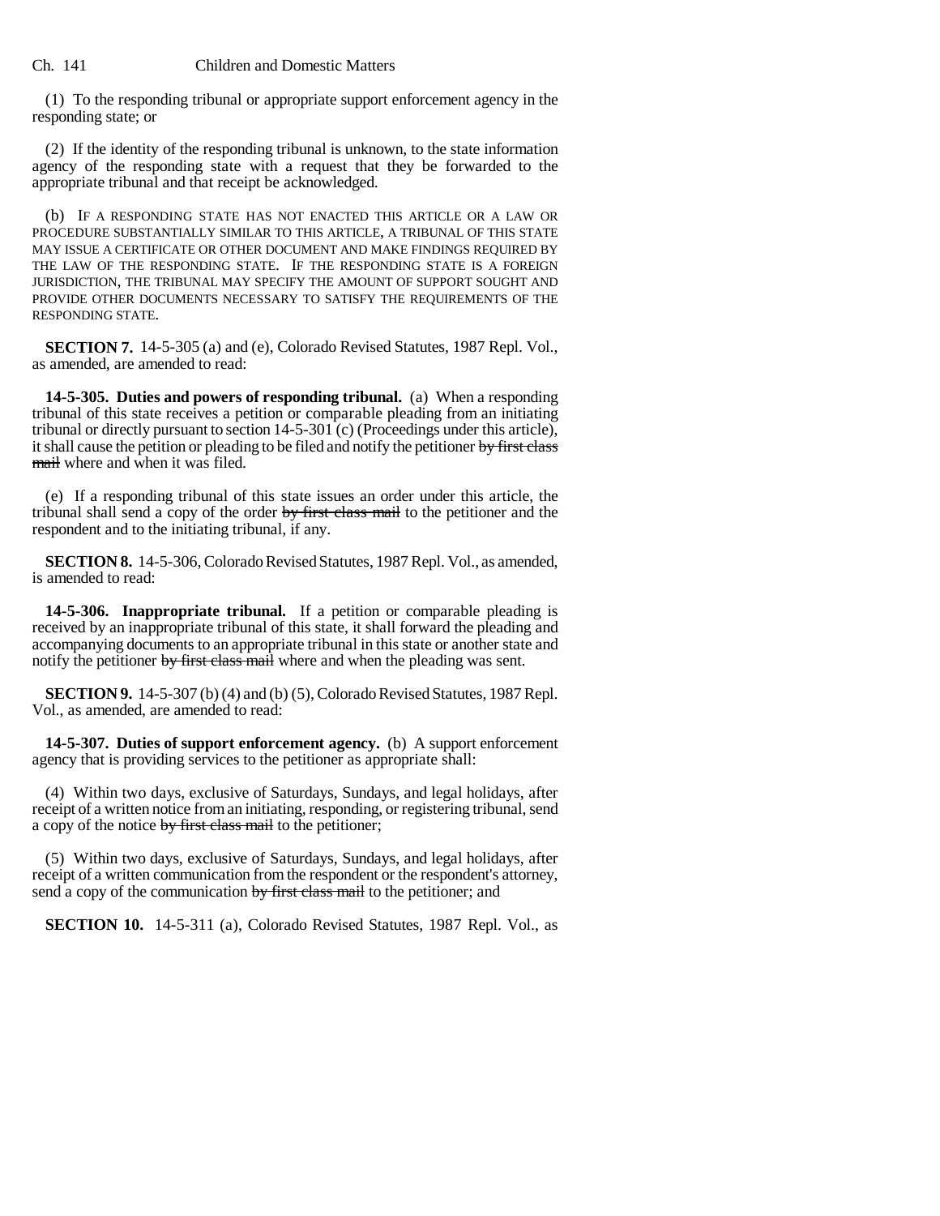(1) To the responding tribunal or appropriate support enforcement agency in the responding state; or

(2) If the identity of the responding tribunal is unknown, to the state information agency of the responding state with a request that they be forwarded to the appropriate tribunal and that receipt be acknowledged.

(b) IF A RESPONDING STATE HAS NOT ENACTED THIS ARTICLE OR A LAW OR PROCEDURE SUBSTANTIALLY SIMILAR TO THIS ARTICLE, A TRIBUNAL OF THIS STATE MAY ISSUE A CERTIFICATE OR OTHER DOCUMENT AND MAKE FINDINGS REQUIRED BY THE LAW OF THE RESPONDING STATE. IF THE RESPONDING STATE IS A FOREIGN JURISDICTION, THE TRIBUNAL MAY SPECIFY THE AMOUNT OF SUPPORT SOUGHT AND PROVIDE OTHER DOCUMENTS NECESSARY TO SATISFY THE REQUIREMENTS OF THE RESPONDING STATE.

**SECTION 7.** 14-5-305 (a) and (e), Colorado Revised Statutes, 1987 Repl. Vol., as amended, are amended to read:

**14-5-305. Duties and powers of responding tribunal.** (a) When a responding tribunal of this state receives a petition or comparable pleading from an initiating tribunal or directly pursuant to section 14-5-301 (c) (Proceedings under this article), it shall cause the petition or pleading to be filed and notify the petitioner ~~by first class mail~~ where and when it was filed.

(e) If a responding tribunal of this state issues an order under this article, the tribunal shall send a copy of the order ~~by first class mail~~ to the petitioner and the respondent and to the initiating tribunal, if any.

**SECTION 8.** 14-5-306, Colorado Revised Statutes, 1987 Repl. Vol., as amended, is amended to read:

**14-5-306. Inappropriate tribunal.** If a petition or comparable pleading is received by an inappropriate tribunal of this state, it shall forward the pleading and accompanying documents to an appropriate tribunal in this state or another state and notify the petitioner ~~by first class mail~~ where and when the pleading was sent.

**SECTION 9.** 14-5-307 (b) (4) and (b) (5), Colorado Revised Statutes, 1987 Repl. Vol., as amended, are amended to read:

**14-5-307. Duties of support enforcement agency.** (b) A support enforcement agency that is providing services to the petitioner as appropriate shall:

(4) Within two days, exclusive of Saturdays, Sundays, and legal holidays, after receipt of a written notice from an initiating, responding, or registering tribunal, send a copy of the notice ~~by first class mail~~ to the petitioner;

(5) Within two days, exclusive of Saturdays, Sundays, and legal holidays, after receipt of a written communication from the respondent or the respondent's attorney, send a copy of the communication ~~by first class mail~~ to the petitioner; and

**SECTION 10.** 14-5-311 (a), Colorado Revised Statutes, 1987 Repl. Vol., as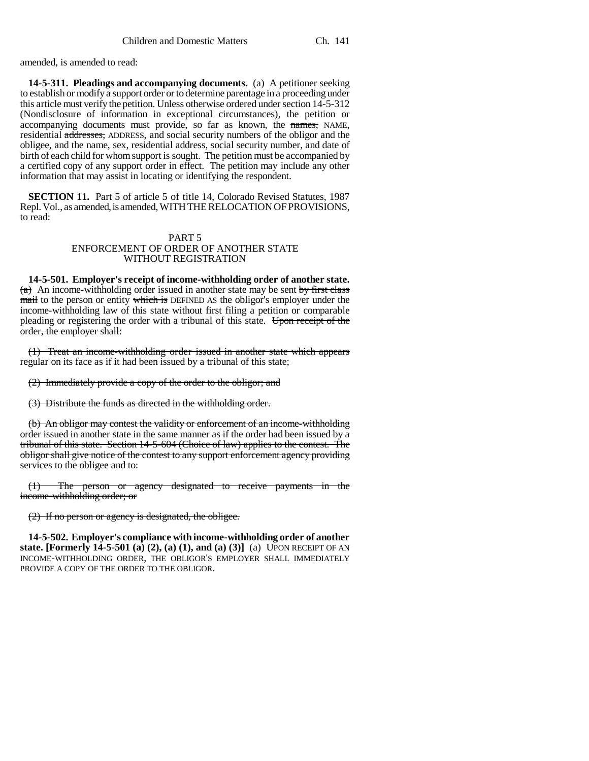amended, is amended to read:

**14-5-311. Pleadings and accompanying documents.** (a) A petitioner seeking to establish or modify a support order or to determine parentage in a proceeding under this article must verify the petition. Unless otherwise ordered under section 14-5-312 (Nondisclosure of information in exceptional circumstances), the petition or accompanying documents must provide, so far as known, the ~~names,~~ NAME, residential ~~addresses,~~ ADDRESS, and social security numbers of the obligor and the obligee, and the name, sex, residential address, social security number, and date of birth of each child for whom support is sought. The petition must be accompanied by a certified copy of any support order in effect. The petition may include any other information that may assist in locating or identifying the respondent.

**SECTION 11.** Part 5 of article 5 of title 14, Colorado Revised Statutes, 1987 Repl. Vol., as amended, is amended, WITH THE RELOCATION OF PROVISIONS, to read:

PART 5
ENFORCEMENT OF ORDER OF ANOTHER STATE
WITHOUT REGISTRATION

**14-5-501. Employer's receipt of income-withholding order of another state.** ~~(a)~~ An income-withholding order issued in another state may be sent ~~by first class mail~~ to the person or entity ~~which is~~ DEFINED AS the obligor's employer under the income-withholding law of this state without first filing a petition or comparable pleading or registering the order with a tribunal of this state. ~~Upon receipt of the order, the employer shall:~~

~~(1) Treat an income-withholding order issued in another state which appears regular on its face as if it had been issued by a tribunal of this state;~~

~~(2) Immediately provide a copy of the order to the obligor; and~~

~~(3) Distribute the funds as directed in the withholding order.~~

~~(b) An obligor may contest the validity or enforcement of an income-withholding order issued in another state in the same manner as if the order had been issued by a tribunal of this state. Section 14-5-604 (Choice of law) applies to the contest. The obligor shall give notice of the contest to any support enforcement agency providing services to the obligee and to:~~

~~(1) The person or agency designated to receive payments in the income-withholding order; or~~

~~(2) If no person or agency is designated, the obligee.~~

**14-5-502. Employer's compliance with income-withholding order of another state. [Formerly 14-5-501 (a) (2), (a) (1), and (a) (3)]** (a) UPON RECEIPT OF AN INCOME-WITHHOLDING ORDER, THE OBLIGOR'S EMPLOYER SHALL IMMEDIATELY PROVIDE A COPY OF THE ORDER TO THE OBLIGOR.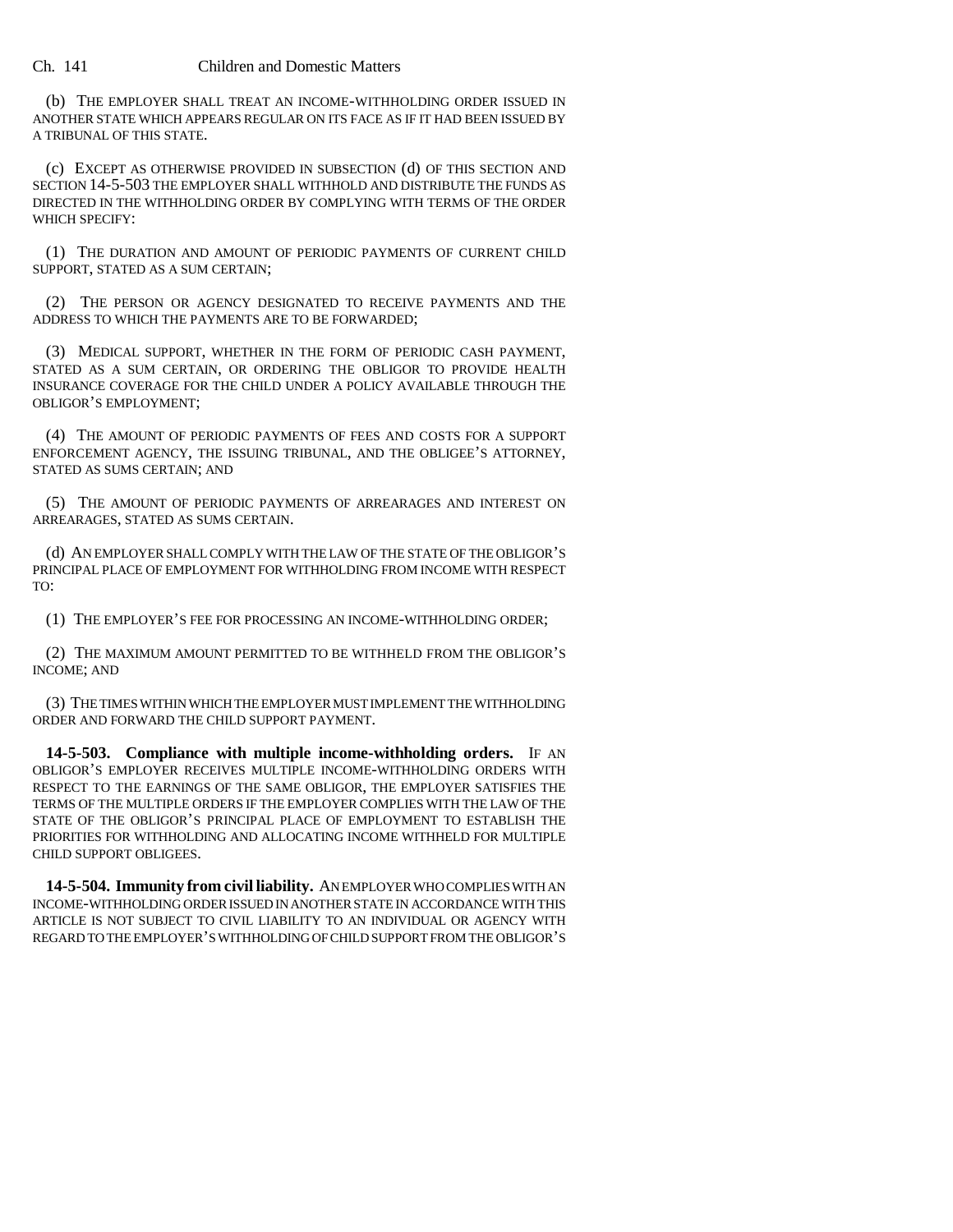(b) THE EMPLOYER SHALL TREAT AN INCOME-WITHHOLDING ORDER ISSUED IN ANOTHER STATE WHICH APPEARS REGULAR ON ITS FACE AS IF IT HAD BEEN ISSUED BY A TRIBUNAL OF THIS STATE.

(c) EXCEPT AS OTHERWISE PROVIDED IN SUBSECTION (d) OF THIS SECTION AND SECTION 14-5-503 THE EMPLOYER SHALL WITHHOLD AND DISTRIBUTE THE FUNDS AS DIRECTED IN THE WITHHOLDING ORDER BY COMPLYING WITH TERMS OF THE ORDER WHICH SPECIFY:

(1) THE DURATION AND AMOUNT OF PERIODIC PAYMENTS OF CURRENT CHILD SUPPORT, STATED AS A SUM CERTAIN;

(2) THE PERSON OR AGENCY DESIGNATED TO RECEIVE PAYMENTS AND THE ADDRESS TO WHICH THE PAYMENTS ARE TO BE FORWARDED;

(3) MEDICAL SUPPORT, WHETHER IN THE FORM OF PERIODIC CASH PAYMENT, STATED AS A SUM CERTAIN, OR ORDERING THE OBLIGOR TO PROVIDE HEALTH INSURANCE COVERAGE FOR THE CHILD UNDER A POLICY AVAILABLE THROUGH THE OBLIGOR'S EMPLOYMENT;

(4) THE AMOUNT OF PERIODIC PAYMENTS OF FEES AND COSTS FOR A SUPPORT ENFORCEMENT AGENCY, THE ISSUING TRIBUNAL, AND THE OBLIGEE'S ATTORNEY, STATED AS SUMS CERTAIN; AND

(5) THE AMOUNT OF PERIODIC PAYMENTS OF ARREARAGES AND INTEREST ON ARREARAGES, STATED AS SUMS CERTAIN.

(d) AN EMPLOYER SHALL COMPLY WITH THE LAW OF THE STATE OF THE OBLIGOR'S PRINCIPAL PLACE OF EMPLOYMENT FOR WITHHOLDING FROM INCOME WITH RESPECT TO:

(1) THE EMPLOYER'S FEE FOR PROCESSING AN INCOME-WITHHOLDING ORDER;

(2) THE MAXIMUM AMOUNT PERMITTED TO BE WITHHELD FROM THE OBLIGOR'S INCOME; AND

(3) THE TIMES WITHIN WHICH THE EMPLOYER MUST IMPLEMENT THE WITHHOLDING ORDER AND FORWARD THE CHILD SUPPORT PAYMENT.

**14-5-503. Compliance with multiple income-withholding orders.** IF AN OBLIGOR'S EMPLOYER RECEIVES MULTIPLE INCOME-WITHHOLDING ORDERS WITH RESPECT TO THE EARNINGS OF THE SAME OBLIGOR, THE EMPLOYER SATISFIES THE TERMS OF THE MULTIPLE ORDERS IF THE EMPLOYER COMPLIES WITH THE LAW OF THE STATE OF THE OBLIGOR'S PRINCIPAL PLACE OF EMPLOYMENT TO ESTABLISH THE PRIORITIES FOR WITHHOLDING AND ALLOCATING INCOME WITHHELD FOR MULTIPLE CHILD SUPPORT OBLIGEES.

**14-5-504. Immunity from civil liability.** AN EMPLOYER WHO COMPLIES WITH AN INCOME-WITHHOLDING ORDER ISSUED IN ANOTHER STATE IN ACCORDANCE WITH THIS ARTICLE IS NOT SUBJECT TO CIVIL LIABILITY TO AN INDIVIDUAL OR AGENCY WITH REGARD TO THE EMPLOYER'S WITHHOLDING OF CHILD SUPPORT FROM THE OBLIGOR'S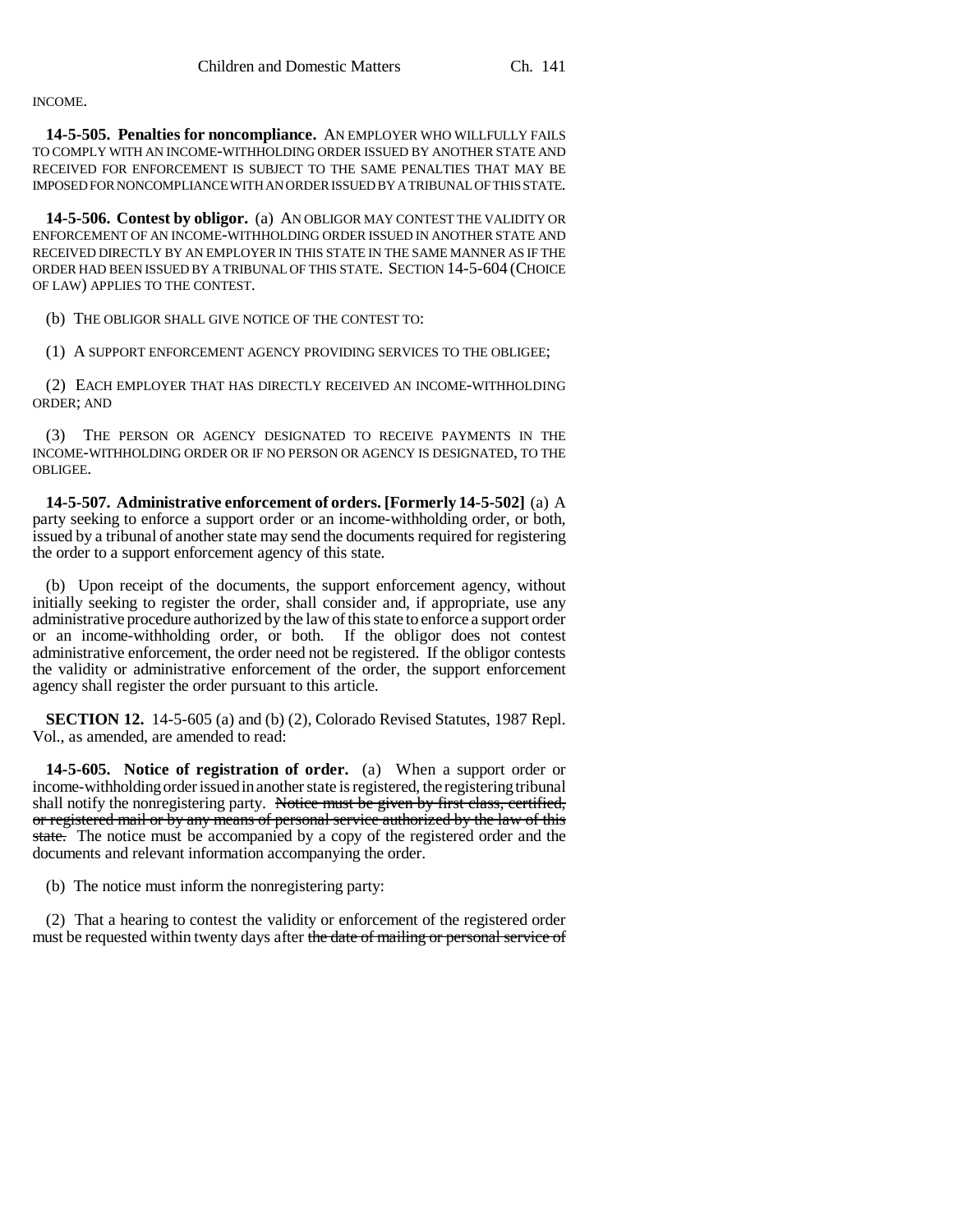INCOME.

**14-5-505. Penalties for noncompliance.** AN EMPLOYER WHO WILLFULLY FAILS TO COMPLY WITH AN INCOME-WITHHOLDING ORDER ISSUED BY ANOTHER STATE AND RECEIVED FOR ENFORCEMENT IS SUBJECT TO THE SAME PENALTIES THAT MAY BE IMPOSED FOR NONCOMPLIANCE WITH AN ORDER ISSUED BY A TRIBUNAL OF THIS STATE.

**14-5-506. Contest by obligor.** (a) AN OBLIGOR MAY CONTEST THE VALIDITY OR ENFORCEMENT OF AN INCOME-WITHHOLDING ORDER ISSUED IN ANOTHER STATE AND RECEIVED DIRECTLY BY AN EMPLOYER IN THIS STATE IN THE SAME MANNER AS IF THE ORDER HAD BEEN ISSUED BY A TRIBUNAL OF THIS STATE. SECTION 14-5-604 (CHOICE OF LAW) APPLIES TO THE CONTEST.

(b) THE OBLIGOR SHALL GIVE NOTICE OF THE CONTEST TO:

(1) A SUPPORT ENFORCEMENT AGENCY PROVIDING SERVICES TO THE OBLIGEE;

(2) EACH EMPLOYER THAT HAS DIRECTLY RECEIVED AN INCOME-WITHHOLDING ORDER; AND

(3) THE PERSON OR AGENCY DESIGNATED TO RECEIVE PAYMENTS IN THE INCOME-WITHHOLDING ORDER OR IF NO PERSON OR AGENCY IS DESIGNATED, TO THE OBLIGEE.

**14-5-507. Administrative enforcement of orders. [Formerly 14-5-502]** (a) A party seeking to enforce a support order or an income-withholding order, or both, issued by a tribunal of another state may send the documents required for registering the order to a support enforcement agency of this state.

(b) Upon receipt of the documents, the support enforcement agency, without initially seeking to register the order, shall consider and, if appropriate, use any administrative procedure authorized by the law of this state to enforce a support order or an income-withholding order, or both. If the obligor does not contest administrative enforcement, the order need not be registered. If the obligor contests the validity or administrative enforcement of the order, the support enforcement agency shall register the order pursuant to this article.

**SECTION 12.** 14-5-605 (a) and (b) (2), Colorado Revised Statutes, 1987 Repl. Vol., as amended, are amended to read:

**14-5-605. Notice of registration of order.** (a) When a support order or income-withholding order issued in another state is registered, the registering tribunal shall notify the nonregistering party. ~~Notice must be given by first class, certified, or registered mail or by any means of personal service authorized by the law of this state.~~ The notice must be accompanied by a copy of the registered order and the documents and relevant information accompanying the order.

(b) The notice must inform the nonregistering party:

(2) That a hearing to contest the validity or enforcement of the registered order must be requested within twenty days after ~~the date of mailing or personal service of~~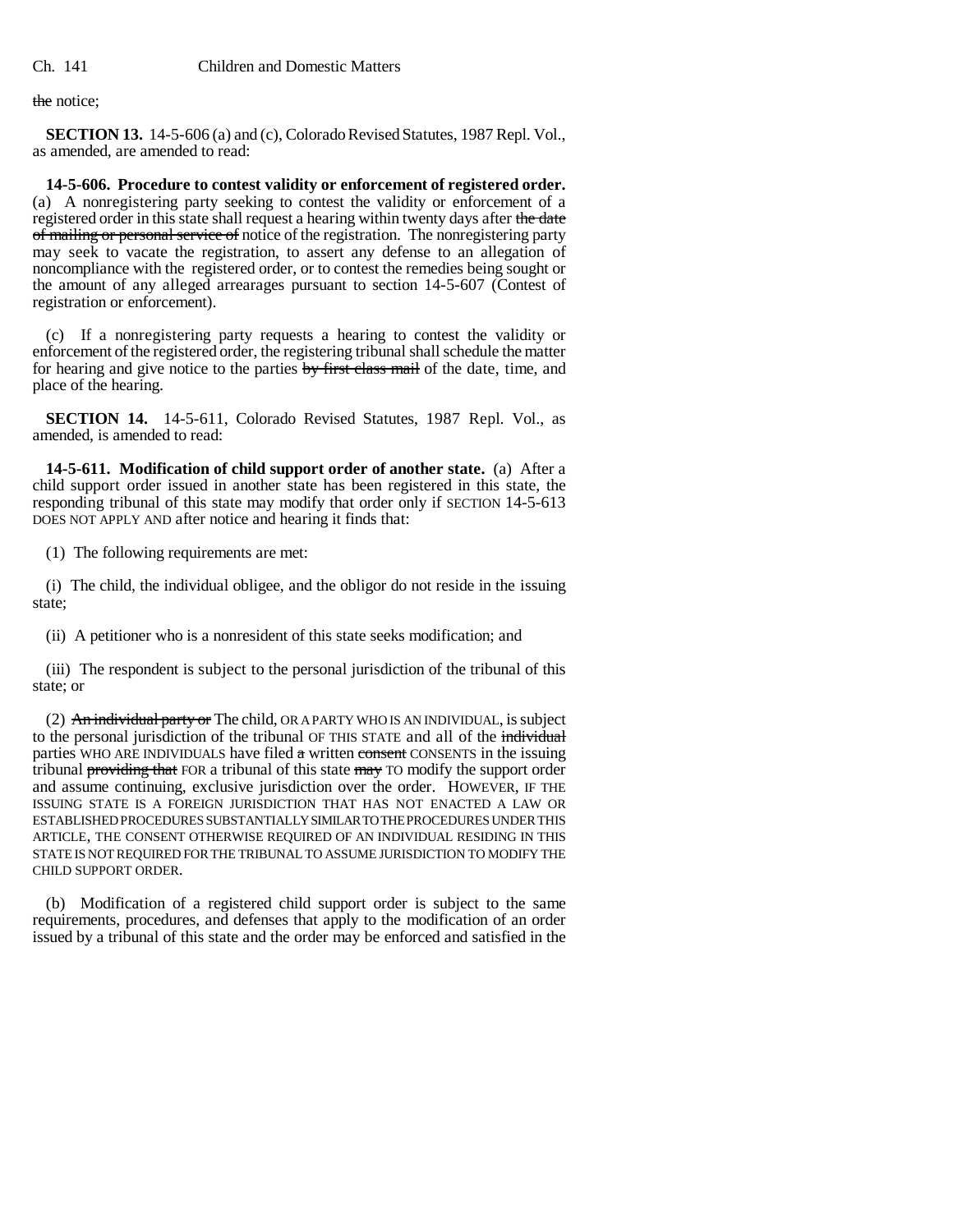the notice;

**SECTION 13.** 14-5-606 (a) and (c), Colorado Revised Statutes, 1987 Repl. Vol., as amended, are amended to read:

**14-5-606. Procedure to contest validity or enforcement of registered order.** (a) A nonregistering party seeking to contest the validity or enforcement of a registered order in this state shall request a hearing within twenty days after ~~the date of mailing or personal service of~~ notice of the registration. The nonregistering party may seek to vacate the registration, to assert any defense to an allegation of noncompliance with the registered order, or to contest the remedies being sought or the amount of any alleged arrearages pursuant to section 14-5-607 (Contest of registration or enforcement).

(c) If a nonregistering party requests a hearing to contest the validity or enforcement of the registered order, the registering tribunal shall schedule the matter for hearing and give notice to the parties ~~by first class mail~~ of the date, time, and place of the hearing.

**SECTION 14.** 14-5-611, Colorado Revised Statutes, 1987 Repl. Vol., as amended, is amended to read:

**14-5-611. Modification of child support order of another state.** (a) After a child support order issued in another state has been registered in this state, the responding tribunal of this state may modify that order only if SECTION 14-5-613 DOES NOT APPLY AND after notice and hearing it finds that:

(1) The following requirements are met:

(i) The child, the individual obligee, and the obligor do not reside in the issuing state;

(ii) A petitioner who is a nonresident of this state seeks modification; and

(iii) The respondent is subject to the personal jurisdiction of the tribunal of this state; or

(2) ~~An individual party or~~ The child, OR A PARTY WHO IS AN INDIVIDUAL, is subject to the personal jurisdiction of the tribunal OF THIS STATE and all of the ~~individual~~ parties WHO ARE INDIVIDUALS have filed ~~a~~ written ~~consent~~ CONSENTS in the issuing tribunal ~~providing that~~ FOR a tribunal of this state ~~may~~ TO modify the support order and assume continuing, exclusive jurisdiction over the order. HOWEVER, IF THE ISSUING STATE IS A FOREIGN JURISDICTION THAT HAS NOT ENACTED A LAW OR ESTABLISHED PROCEDURES SUBSTANTIALLY SIMILAR TO THE PROCEDURES UNDER THIS ARTICLE, THE CONSENT OTHERWISE REQUIRED OF AN INDIVIDUAL RESIDING IN THIS STATE IS NOT REQUIRED FOR THE TRIBUNAL TO ASSUME JURISDICTION TO MODIFY THE CHILD SUPPORT ORDER.

(b) Modification of a registered child support order is subject to the same requirements, procedures, and defenses that apply to the modification of an order issued by a tribunal of this state and the order may be enforced and satisfied in the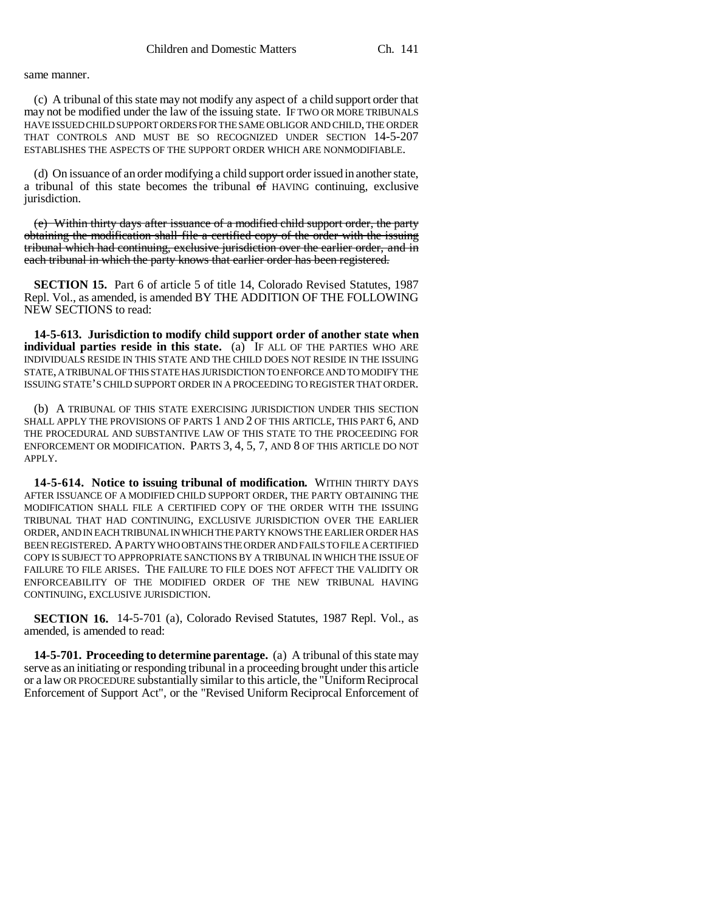same manner.

(c) A tribunal of this state may not modify any aspect of a child support order that may not be modified under the law of the issuing state. IF TWO OR MORE TRIBUNALS HAVE ISSUED CHILD SUPPORT ORDERS FOR THE SAME OBLIGOR AND CHILD, THE ORDER THAT CONTROLS AND MUST BE SO RECOGNIZED UNDER SECTION 14-5-207 ESTABLISHES THE ASPECTS OF THE SUPPORT ORDER WHICH ARE NONMODIFIABLE.

(d) On issuance of an order modifying a child support order issued in another state, a tribunal of this state becomes the tribunal ~~of~~ HAVING continuing, exclusive jurisdiction.

~~(e) Within thirty days after issuance of a modified child support order, the party obtaining the modification shall file a certified copy of the order with the issuing tribunal which had continuing, exclusive jurisdiction over the earlier order, and in each tribunal in which the party knows that earlier order has been registered.~~

**SECTION 15.** Part 6 of article 5 of title 14, Colorado Revised Statutes, 1987 Repl. Vol., as amended, is amended BY THE ADDITION OF THE FOLLOWING NEW SECTIONS to read:

**14-5-613. Jurisdiction to modify child support order of another state when individual parties reside in this state.** (a) IF ALL OF THE PARTIES WHO ARE INDIVIDUALS RESIDE IN THIS STATE AND THE CHILD DOES NOT RESIDE IN THE ISSUING STATE, A TRIBUNAL OF THIS STATE HAS JURISDICTION TO ENFORCE AND TO MODIFY THE ISSUING STATE'S CHILD SUPPORT ORDER IN A PROCEEDING TO REGISTER THAT ORDER.

(b) A TRIBUNAL OF THIS STATE EXERCISING JURISDICTION UNDER THIS SECTION SHALL APPLY THE PROVISIONS OF PARTS 1 AND 2 OF THIS ARTICLE, THIS PART 6, AND THE PROCEDURAL AND SUBSTANTIVE LAW OF THIS STATE TO THE PROCEEDING FOR ENFORCEMENT OR MODIFICATION. PARTS 3, 4, 5, 7, AND 8 OF THIS ARTICLE DO NOT APPLY.

**14-5-614. Notice to issuing tribunal of modification.** WITHIN THIRTY DAYS AFTER ISSUANCE OF A MODIFIED CHILD SUPPORT ORDER, THE PARTY OBTAINING THE MODIFICATION SHALL FILE A CERTIFIED COPY OF THE ORDER WITH THE ISSUING TRIBUNAL THAT HAD CONTINUING, EXCLUSIVE JURISDICTION OVER THE EARLIER ORDER, AND IN EACH TRIBUNAL IN WHICH THE PARTY KNOWS THE EARLIER ORDER HAS BEEN REGISTERED. A PARTY WHO OBTAINS THE ORDER AND FAILS TO FILE A CERTIFIED COPY IS SUBJECT TO APPROPRIATE SANCTIONS BY A TRIBUNAL IN WHICH THE ISSUE OF FAILURE TO FILE ARISES. THE FAILURE TO FILE DOES NOT AFFECT THE VALIDITY OR ENFORCEABILITY OF THE MODIFIED ORDER OF THE NEW TRIBUNAL HAVING CONTINUING, EXCLUSIVE JURISDICTION.

**SECTION 16.** 14-5-701 (a), Colorado Revised Statutes, 1987 Repl. Vol., as amended, is amended to read:

**14-5-701. Proceeding to determine parentage.** (a) A tribunal of this state may serve as an initiating or responding tribunal in a proceeding brought under this article or a law OR PROCEDURE substantially similar to this article, the "Uniform Reciprocal Enforcement of Support Act", or the "Revised Uniform Reciprocal Enforcement of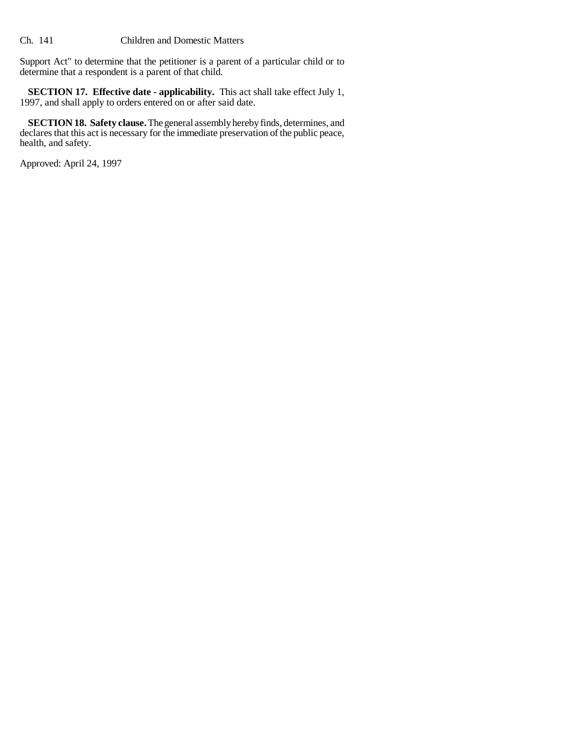Support Act" to determine that the petitioner is a parent of a particular child or to determine that a respondent is a parent of that child.

**SECTION 17. Effective date - applicability.** This act shall take effect July 1, 1997, and shall apply to orders entered on or after said date.

**SECTION 18. Safety clause.** The general assembly hereby finds, determines, and declares that this act is necessary for the immediate preservation of the public peace, health, and safety.

Approved: April 24, 1997